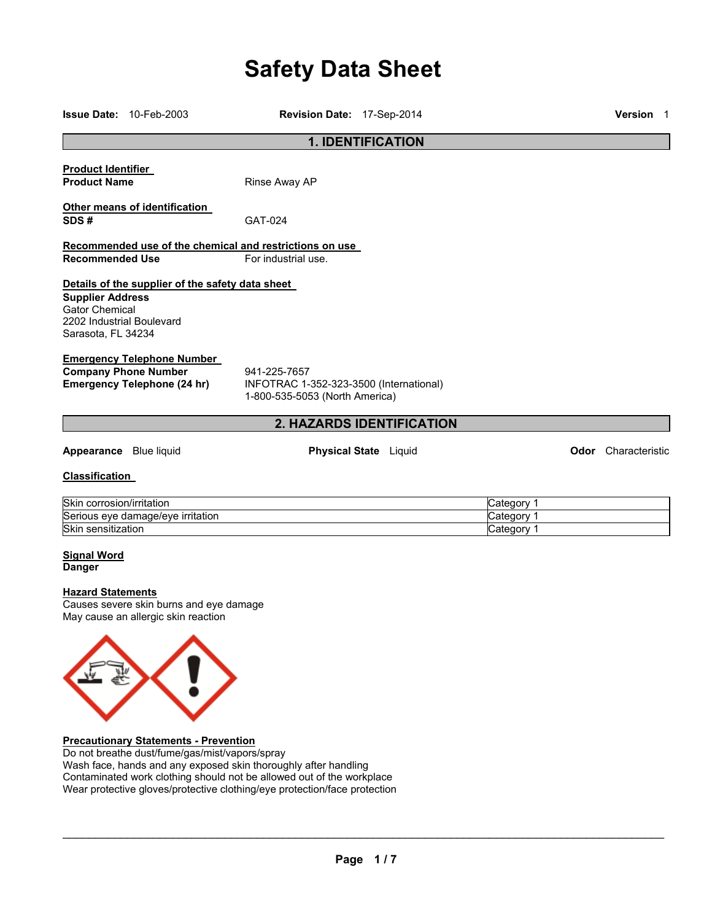# Safety Data Sheet

**Issue Date:** 10-Feb-2003 **Revision Date:** 17-Sep-2014 **Version** 1

## 1. IDENTIFICATION

**Product Identifier**

**Product Name** Rinse Away AP

**Other means of identification**

**SDS #** GAT-024

**Recommended use of the chemical and restrictions on use**

**Recommended Use** For industrial use.

**Details of the supplier of the safety data sheet**

**Supplier Address**
Gator Chemical
2202 Industrial Boulevard
Sarasota, FL 34234

**Emergency Telephone Number**

**Company Phone Number** 941-225-7657

**Emergency Telephone (24 hr)** INFOTRAC 1-352-323-3500 (International)
1-800-535-5053 (North America)

## 2. HAZARDS IDENTIFICATION

**Appearance** Blue liquid **Physical State** Liquid **Odor** Characteristic

**Classification**

| | |
|---|---|
| Skin corrosion/irritation | Category 1 |
| Serious eye damage/eye irritation | Category 1 |
| Skin sensitization | Category 1 |

**Signal Word**
**Danger**

**Hazard Statements**
Causes severe skin burns and eye damage
May cause an allergic skin reaction

**Precautionary Statements - Prevention**
Do not breathe dust/fume/gas/mist/vapors/spray
Wash face, hands and any exposed skin thoroughly after handling
Contaminated work clothing should not be allowed out of the workplace
Wear protective gloves/protective clothing/eye protection/face protection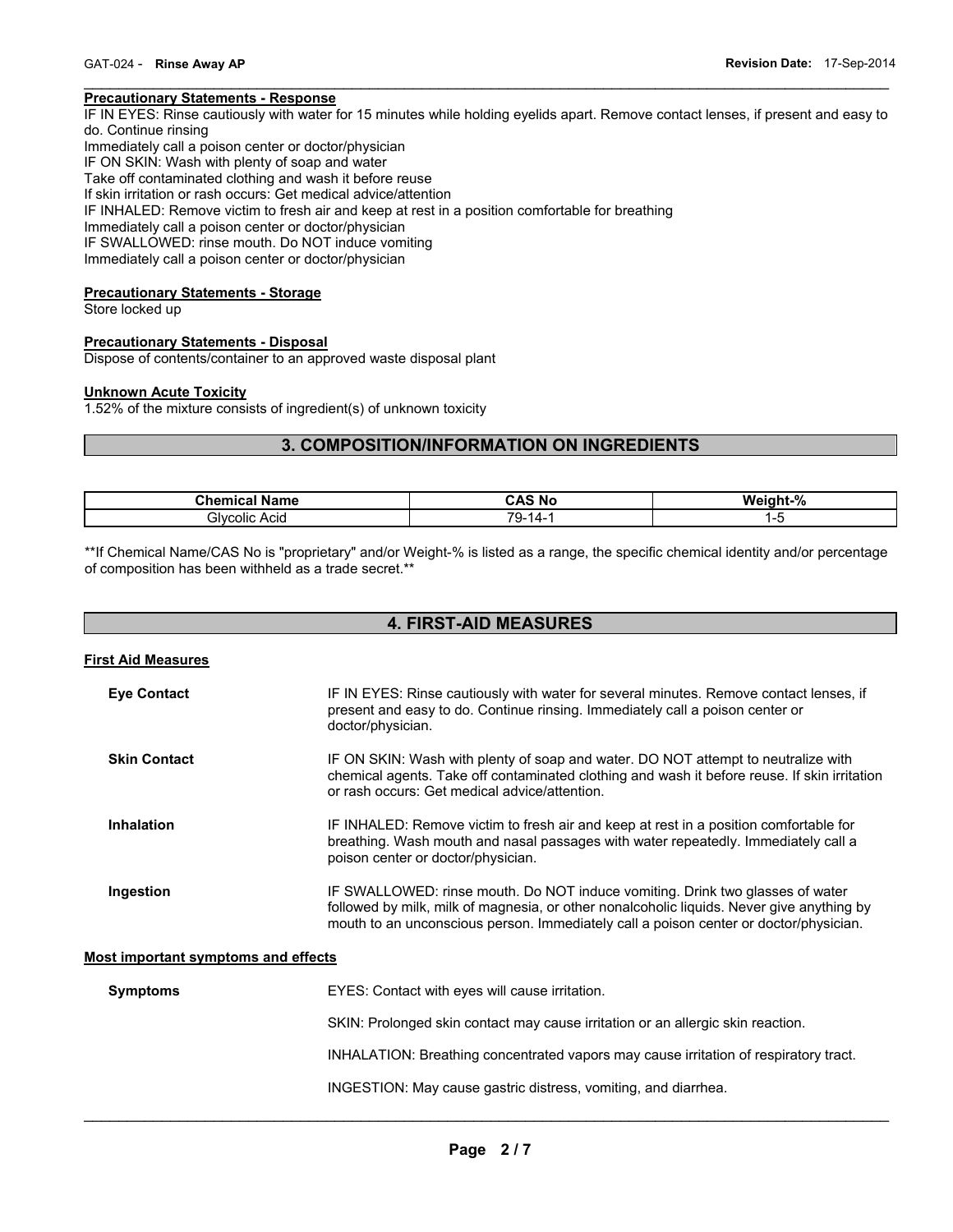**Precautionary Statements - Response**

IF IN EYES: Rinse cautiously with water for 15 minutes while holding eyelids apart. Remove contact lenses, if present and easy to do. Continue rinsing

Immediately call a poison center or doctor/physician

IF ON SKIN: Wash with plenty of soap and water

Take off contaminated clothing and wash it before reuse

If skin irritation or rash occurs: Get medical advice/attention

IF INHALED: Remove victim to fresh air and keep at rest in a position comfortable for breathing

Immediately call a poison center or doctor/physician

IF SWALLOWED: rinse mouth. Do NOT induce vomiting

Immediately call a poison center or doctor/physician

**Precautionary Statements - Storage**

Store locked up

**Precautionary Statements - Disposal**

Dispose of contents/container to an approved waste disposal plant

**Unknown Acute Toxicity**

1.52% of the mixture consists of ingredient(s) of unknown toxicity

## 3. COMPOSITION/INFORMATION ON INGREDIENTS

| Chemical Name | CAS No | Weight-% |
| --- | --- | --- |
| Glycolic Acid | 79-14-1 | 1-5 |

**If Chemical Name/CAS No is "proprietary" and/or Weight-% is listed as a range, the specific chemical identity and/or percentage of composition has been withheld as a trade secret.**

## 4. FIRST-AID MEASURES

**First Aid Measures**

**Eye Contact** — IF IN EYES: Rinse cautiously with water for several minutes. Remove contact lenses, if present and easy to do. Continue rinsing. Immediately call a poison center or doctor/physician.

**Skin Contact** — IF ON SKIN: Wash with plenty of soap and water. DO NOT attempt to neutralize with chemical agents. Take off contaminated clothing and wash it before reuse. If skin irritation or rash occurs: Get medical advice/attention.

**Inhalation** — IF INHALED: Remove victim to fresh air and keep at rest in a position comfortable for breathing. Wash mouth and nasal passages with water repeatedly. Immediately call a poison center or doctor/physician.

**Ingestion** — IF SWALLOWED: rinse mouth. Do NOT induce vomiting. Drink two glasses of water followed by milk, milk of magnesia, or other nonalcoholic liquids. Never give anything by mouth to an unconscious person. Immediately call a poison center or doctor/physician.

**Most important symptoms and effects**

**Symptoms** — EYES: Contact with eyes will cause irritation.

SKIN: Prolonged skin contact may cause irritation or an allergic skin reaction.

INHALATION: Breathing concentrated vapors may cause irritation of respiratory tract.

INGESTION: May cause gastric distress, vomiting, and diarrhea.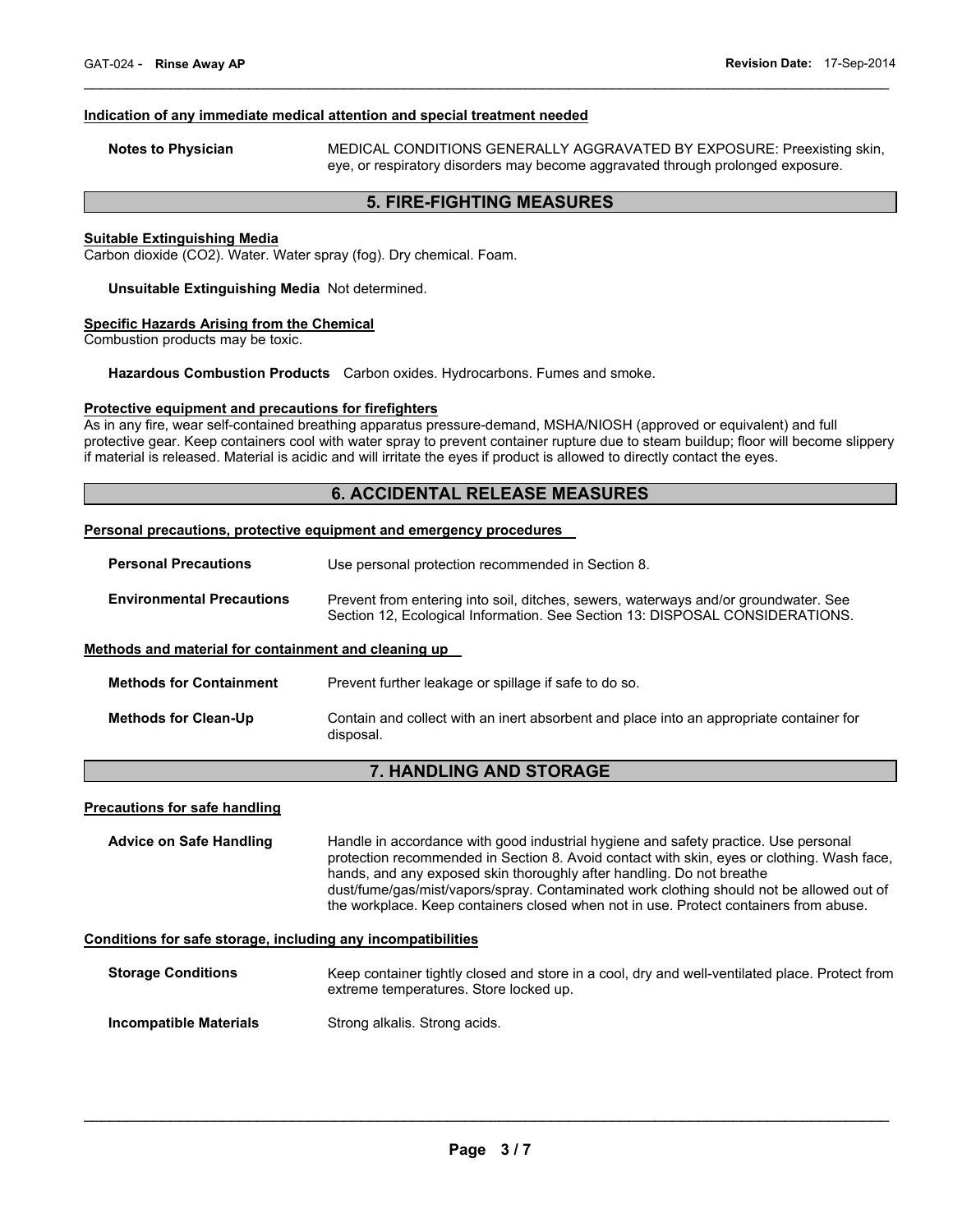**Indication of any immediate medical attention and special treatment needed**

**Notes to Physician** MEDICAL CONDITIONS GENERALLY AGGRAVATED BY EXPOSURE: Preexisting skin, eye, or respiratory disorders may become aggravated through prolonged exposure.

## 5. FIRE-FIGHTING MEASURES

**Suitable Extinguishing Media**
Carbon dioxide (CO2). Water. Water spray (fog). Dry chemical. Foam.

**Unsuitable Extinguishing Media** Not determined.

**Specific Hazards Arising from the Chemical**
Combustion products may be toxic.

**Hazardous Combustion Products** Carbon oxides. Hydrocarbons. Fumes and smoke.

**Protective equipment and precautions for firefighters**
As in any fire, wear self-contained breathing apparatus pressure-demand, MSHA/NIOSH (approved or equivalent) and full protective gear. Keep containers cool with water spray to prevent container rupture due to steam buildup; floor will become slippery if material is released. Material is acidic and will irritate the eyes if product is allowed to directly contact the eyes.

## 6. ACCIDENTAL RELEASE MEASURES

**Personal precautions, protective equipment and emergency procedures**

**Personal Precautions** Use personal protection recommended in Section 8.

**Environmental Precautions** Prevent from entering into soil, ditches, sewers, waterways and/or groundwater. See Section 12, Ecological Information. See Section 13: DISPOSAL CONSIDERATIONS.

**Methods and material for containment and cleaning up**

**Methods for Containment** Prevent further leakage or spillage if safe to do so.

**Methods for Clean-Up** Contain and collect with an inert absorbent and place into an appropriate container for disposal.

## 7. HANDLING AND STORAGE

**Precautions for safe handling**

**Advice on Safe Handling** Handle in accordance with good industrial hygiene and safety practice. Use personal protection recommended in Section 8. Avoid contact with skin, eyes or clothing. Wash face, hands, and any exposed skin thoroughly after handling. Do not breathe dust/fume/gas/mist/vapors/spray. Contaminated work clothing should not be allowed out of the workplace. Keep containers closed when not in use. Protect containers from abuse.

**Conditions for safe storage, including any incompatibilities**

**Storage Conditions** Keep container tightly closed and store in a cool, dry and well-ventilated place. Protect from extreme temperatures. Store locked up.

**Incompatible Materials** Strong alkalis. Strong acids.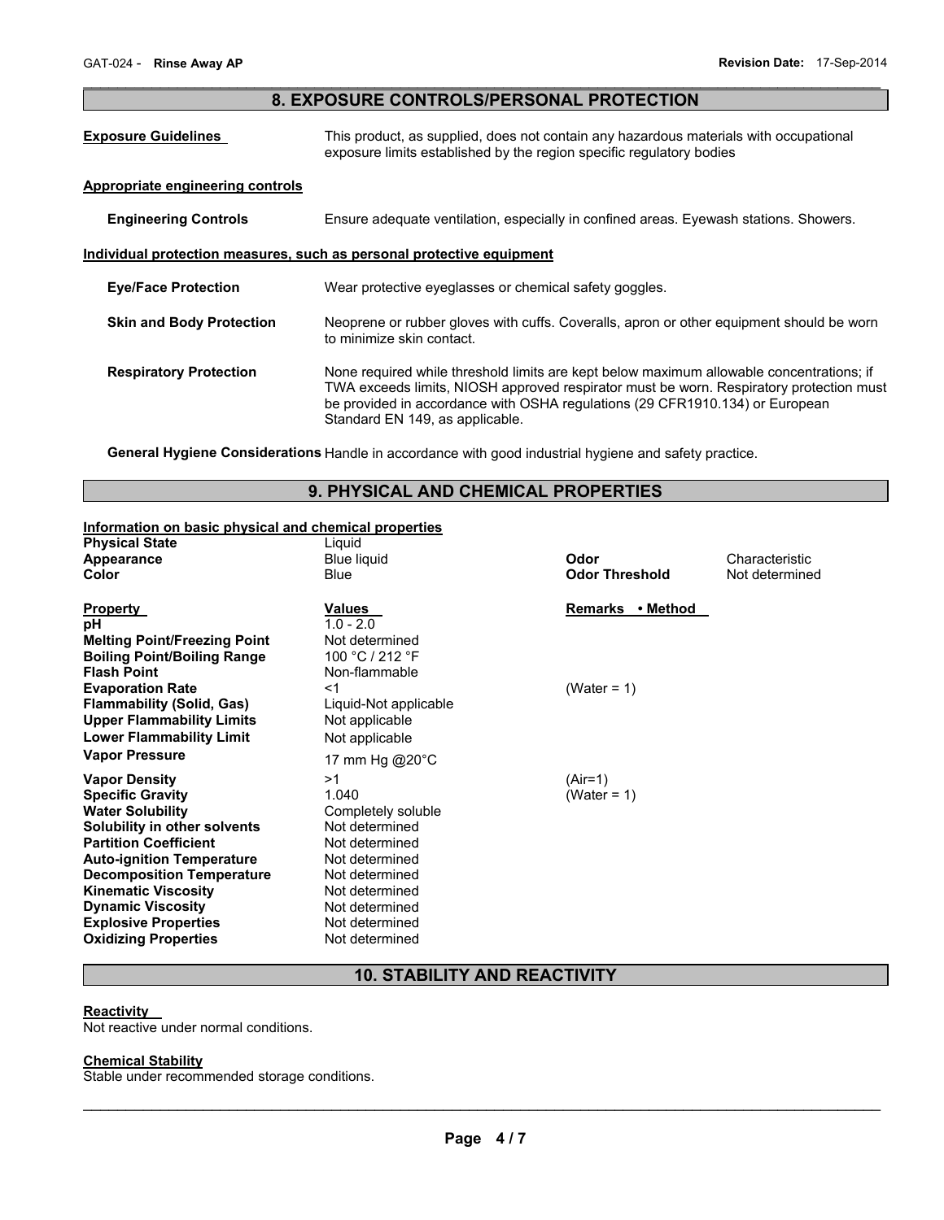## 8. EXPOSURE CONTROLS/PERSONAL PROTECTION

**Exposure Guidelines** This product, as supplied, does not contain any hazardous materials with occupational exposure limits established by the region specific regulatory bodies

**Appropriate engineering controls**

**Engineering Controls** Ensure adequate ventilation, especially in confined areas. Eyewash stations. Showers.

**Individual protection measures, such as personal protective equipment**

**Eye/Face Protection** Wear protective eyeglasses or chemical safety goggles.

**Skin and Body Protection** Neoprene or rubber gloves with cuffs. Coveralls, apron or other equipment should be worn to minimize skin contact.

**Respiratory Protection** None required while threshold limits are kept below maximum allowable concentrations; if TWA exceeds limits, NIOSH approved respirator must be worn. Respiratory protection must be provided in accordance with OSHA regulations (29 CFR1910.134) or European Standard EN 149, as applicable.

**General Hygiene Considerations** Handle in accordance with good industrial hygiene and safety practice.

## 9. PHYSICAL AND CHEMICAL PROPERTIES

**Information on basic physical and chemical properties**

| | | | |
|---|---|---|---|
| **Physical State** | Liquid | | |
| **Appearance** | Blue liquid | **Odor** | Characteristic |
| **Color** | Blue | **Odor Threshold** | Not determined |

| **Property** | **Values** | **Remarks • Method** |
|---|---|---|
| **pH** | 1.0 - 2.0 | |
| **Melting Point/Freezing Point** | Not determined | |
| **Boiling Point/Boiling Range** | 100 °C / 212 °F | |
| **Flash Point** | Non-flammable | |
| **Evaporation Rate** | <1 | (Water = 1) |
| **Flammability (Solid, Gas)** | Liquid-Not applicable | |
| **Upper Flammability Limits** | Not applicable | |
| **Lower Flammability Limit** | Not applicable | |
| **Vapor Pressure** | 17 mm Hg @20°C | |
| **Vapor Density** | >1 | (Air=1) |
| **Specific Gravity** | 1.040 | (Water = 1) |
| **Water Solubility** | Completely soluble | |
| **Solubility in other solvents** | Not determined | |
| **Partition Coefficient** | Not determined | |
| **Auto-ignition Temperature** | Not determined | |
| **Decomposition Temperature** | Not determined | |
| **Kinematic Viscosity** | Not determined | |
| **Dynamic Viscosity** | Not determined | |
| **Explosive Properties** | Not determined | |
| **Oxidizing Properties** | Not determined | |

## 10. STABILITY AND REACTIVITY

**Reactivity**

Not reactive under normal conditions.

**Chemical Stability**

Stable under recommended storage conditions.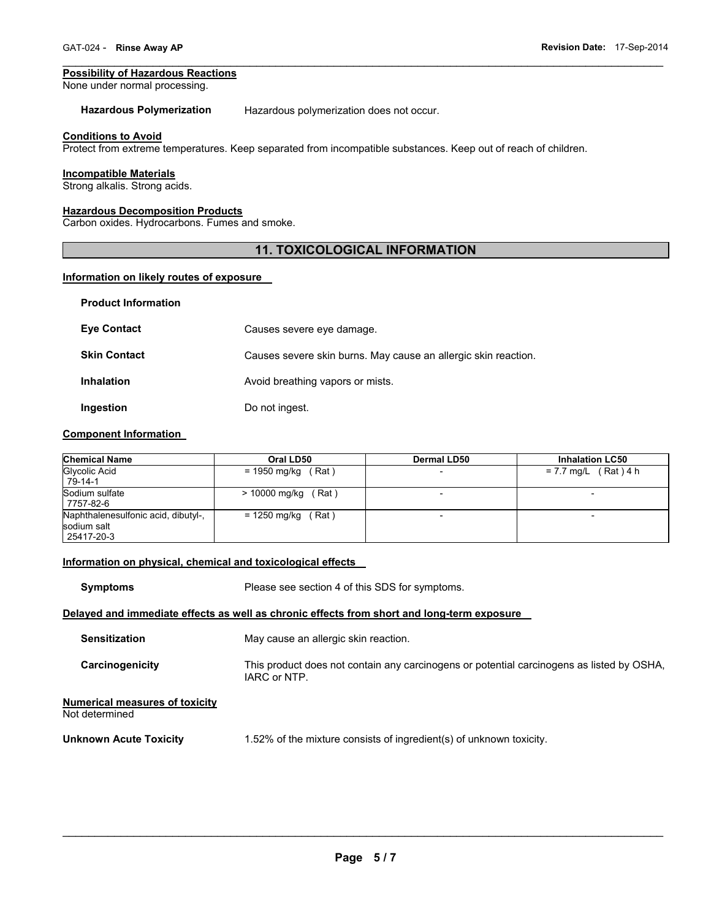### Possibility of Hazardous Reactions
None under normal processing.

**Hazardous Polymerization** Hazardous polymerization does not occur.

### Conditions to Avoid
Protect from extreme temperatures. Keep separated from incompatible substances. Keep out of reach of children.

### Incompatible Materials
Strong alkalis. Strong acids.

### Hazardous Decomposition Products
Carbon oxides. Hydrocarbons. Fumes and smoke.

## 11. TOXICOLOGICAL INFORMATION

### Information on likely routes of exposure

**Product Information**

**Eye Contact** Causes severe eye damage.

**Skin Contact** Causes severe skin burns. May cause an allergic skin reaction.

**Inhalation** Avoid breathing vapors or mists.

**Ingestion** Do not ingest.

### Component Information

| Chemical Name | Oral LD50 | Dermal LD50 | Inhalation LC50 |
|---|---|---|---|
| Glycolic Acid<br>79-14-1 | = 1950 mg/kg ( Rat ) | - | = 7.7 mg/L ( Rat ) 4 h |
| Sodium sulfate<br>7757-82-6 | > 10000 mg/kg ( Rat ) | - | - |
| Naphthalenesulfonic acid, dibutyl-, sodium salt<br>25417-20-3 | = 1250 mg/kg ( Rat ) | - | - |

### Information on physical, chemical and toxicological effects

**Symptoms** Please see section 4 of this SDS for symptoms.

### Delayed and immediate effects as well as chronic effects from short and long-term exposure

**Sensitization** May cause an allergic skin reaction.

**Carcinogenicity** This product does not contain any carcinogens or potential carcinogens as listed by OSHA, IARC or NTP.

### Numerical measures of toxicity
Not determined

**Unknown Acute Toxicity** 1.52% of the mixture consists of ingredient(s) of unknown toxicity.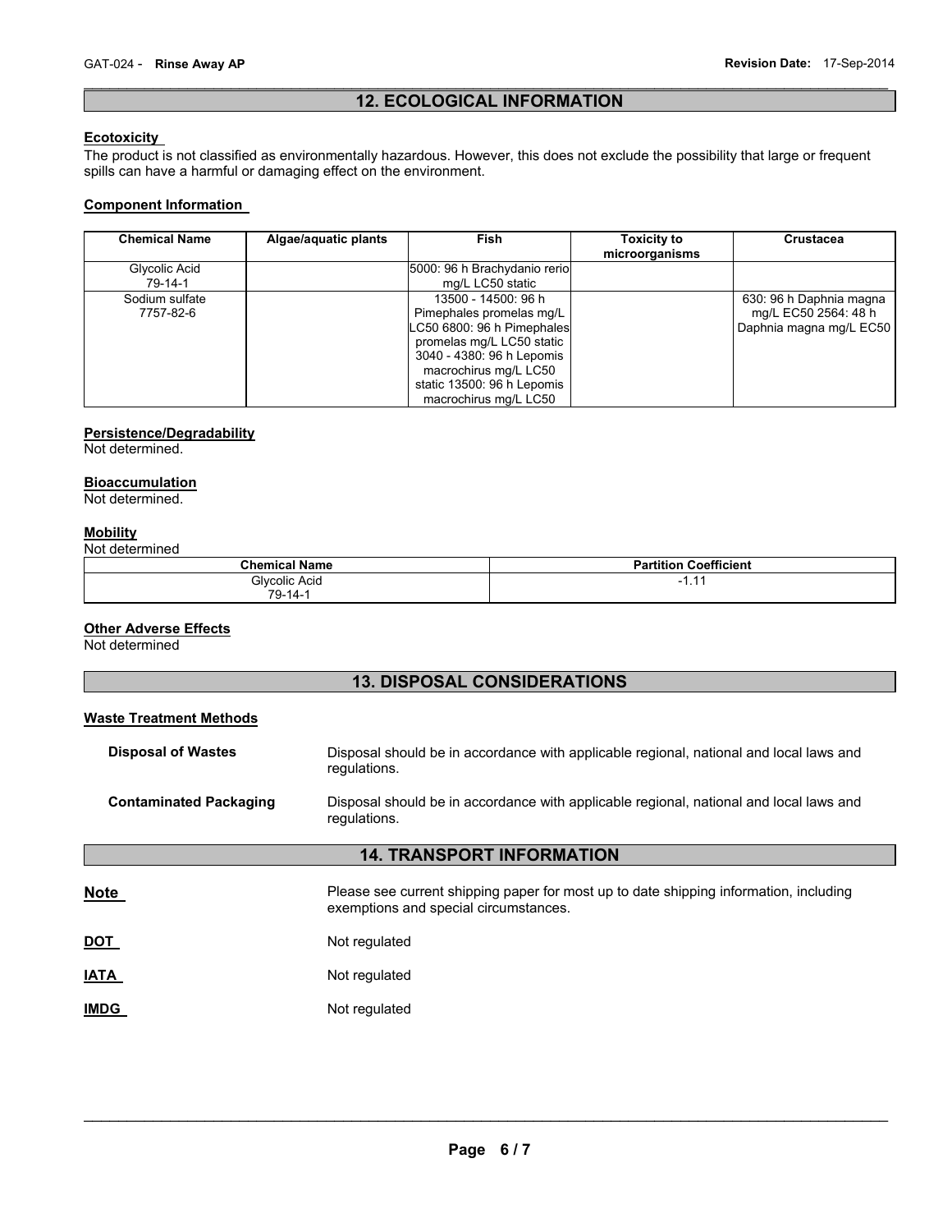## 12. ECOLOGICAL INFORMATION

### Ecotoxicity

The product is not classified as environmentally hazardous. However, this does not exclude the possibility that large or frequent spills can have a harmful or damaging effect on the environment.

### Component Information

| Chemical Name | Algae/aquatic plants | Fish | Toxicity to microorganisms | Crustacea |
|---|---|---|---|---|
| Glycolic Acid 79-14-1 | | 5000: 96 h Brachydanio rerio mg/L LC50 static | | |
| Sodium sulfate 7757-82-6 | | 13500 - 14500: 96 h Pimephales promelas mg/L LC50 6800: 96 h Pimephales promelas mg/L LC50 static 3040 - 4380: 96 h Lepomis macrochirus mg/L LC50 static 13500: 96 h Lepomis macrochirus mg/L LC50 | | 630: 96 h Daphnia magna mg/L EC50 2564: 48 h Daphnia magna mg/L EC50 |

### Persistence/Degradability

Not determined.

### Bioaccumulation

Not determined.

### Mobility

Not determined

| Chemical Name | Partition Coefficient |
|---|---|
| Glycolic Acid 79-14-1 | -1.11 |

### Other Adverse Effects

Not determined

## 13. DISPOSAL CONSIDERATIONS

### Waste Treatment Methods

**Disposal of Wastes** Disposal should be in accordance with applicable regional, national and local laws and regulations.

**Contaminated Packaging** Disposal should be in accordance with applicable regional, national and local laws and regulations.

## 14. TRANSPORT INFORMATION

**Note** Please see current shipping paper for most up to date shipping information, including exemptions and special circumstances.

**DOT** Not regulated

**IATA** Not regulated

**IMDG** Not regulated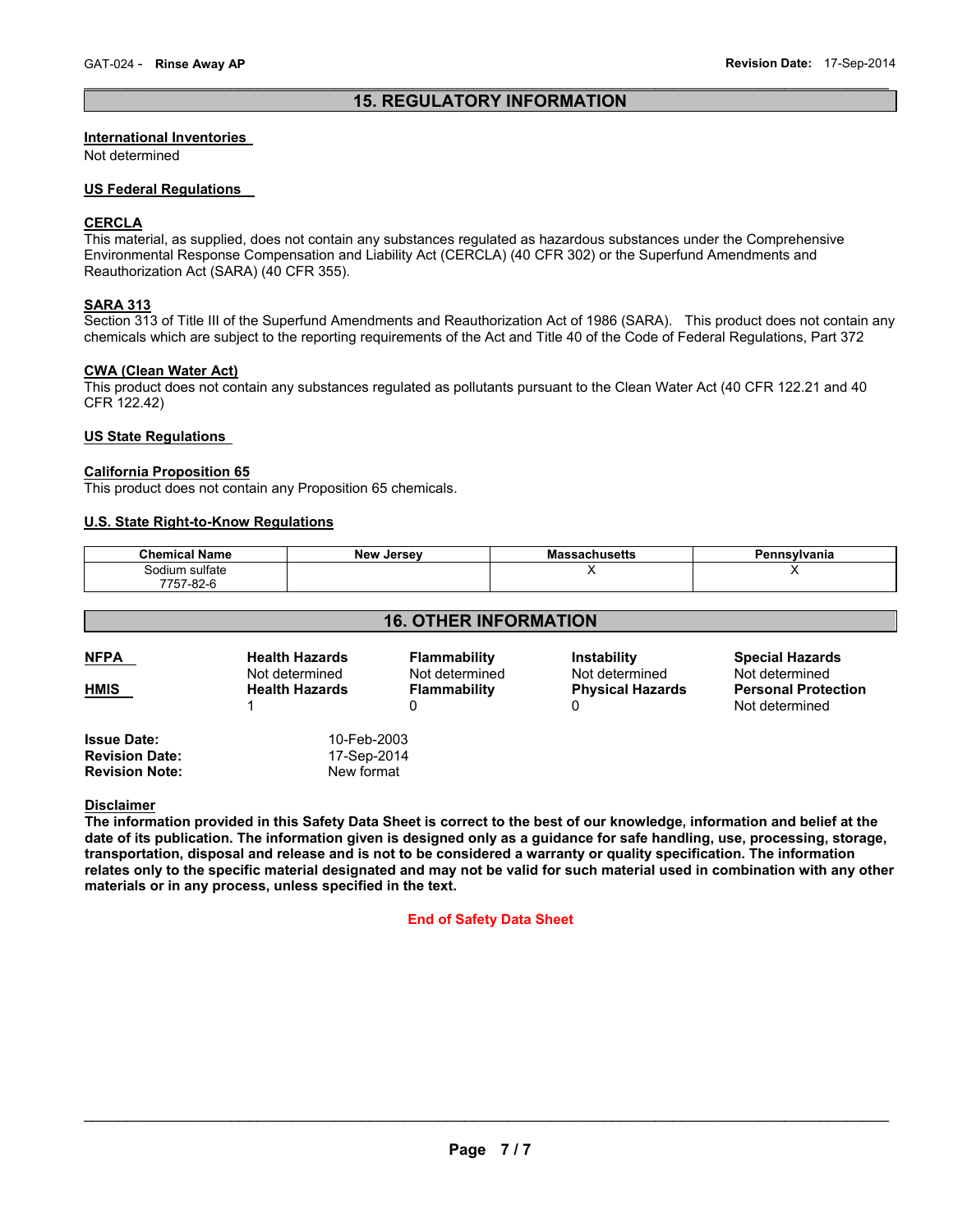## 15. REGULATORY INFORMATION

**International Inventories**
Not determined

**US Federal Regulations**

**CERCLA**
This material, as supplied, does not contain any substances regulated as hazardous substances under the Comprehensive Environmental Response Compensation and Liability Act (CERCLA) (40 CFR 302) or the Superfund Amendments and Reauthorization Act (SARA) (40 CFR 355).

**SARA 313**
Section 313 of Title III of the Superfund Amendments and Reauthorization Act of 1986 (SARA). This product does not contain any chemicals which are subject to the reporting requirements of the Act and Title 40 of the Code of Federal Regulations, Part 372

**CWA (Clean Water Act)**
This product does not contain any substances regulated as pollutants pursuant to the Clean Water Act (40 CFR 122.21 and 40 CFR 122.42)

**US State Regulations**

**California Proposition 65**
This product does not contain any Proposition 65 chemicals.

**U.S. State Right-to-Know Regulations**

| Chemical Name | New Jersey | Massachusetts | Pennsylvania |
|---|---|---|---|
| Sodium sulfate 7757-82-6 | | X | X |

## 16. OTHER INFORMATION

| | | | | |
|---|---|---|---|---|
| **NFPA** | **Health Hazards** Not determined | **Flammability** Not determined | **Instability** Not determined | **Special Hazards** Not determined |
| **HMIS** | **Health Hazards** 1 | **Flammability** 0 | **Physical Hazards** 0 | **Personal Protection** Not determined |

**Issue Date:** 10-Feb-2003
**Revision Date:** 17-Sep-2014
**Revision Note:** New format

**Disclaimer**
**The information provided in this Safety Data Sheet is correct to the best of our knowledge, information and belief at the date of its publication. The information given is designed only as a guidance for safe handling, use, processing, storage, transportation, disposal and release and is not to be considered a warranty or quality specification. The information relates only to the specific material designated and may not be valid for such material used in combination with any other materials or in any process, unless specified in the text.**

**End of Safety Data Sheet**